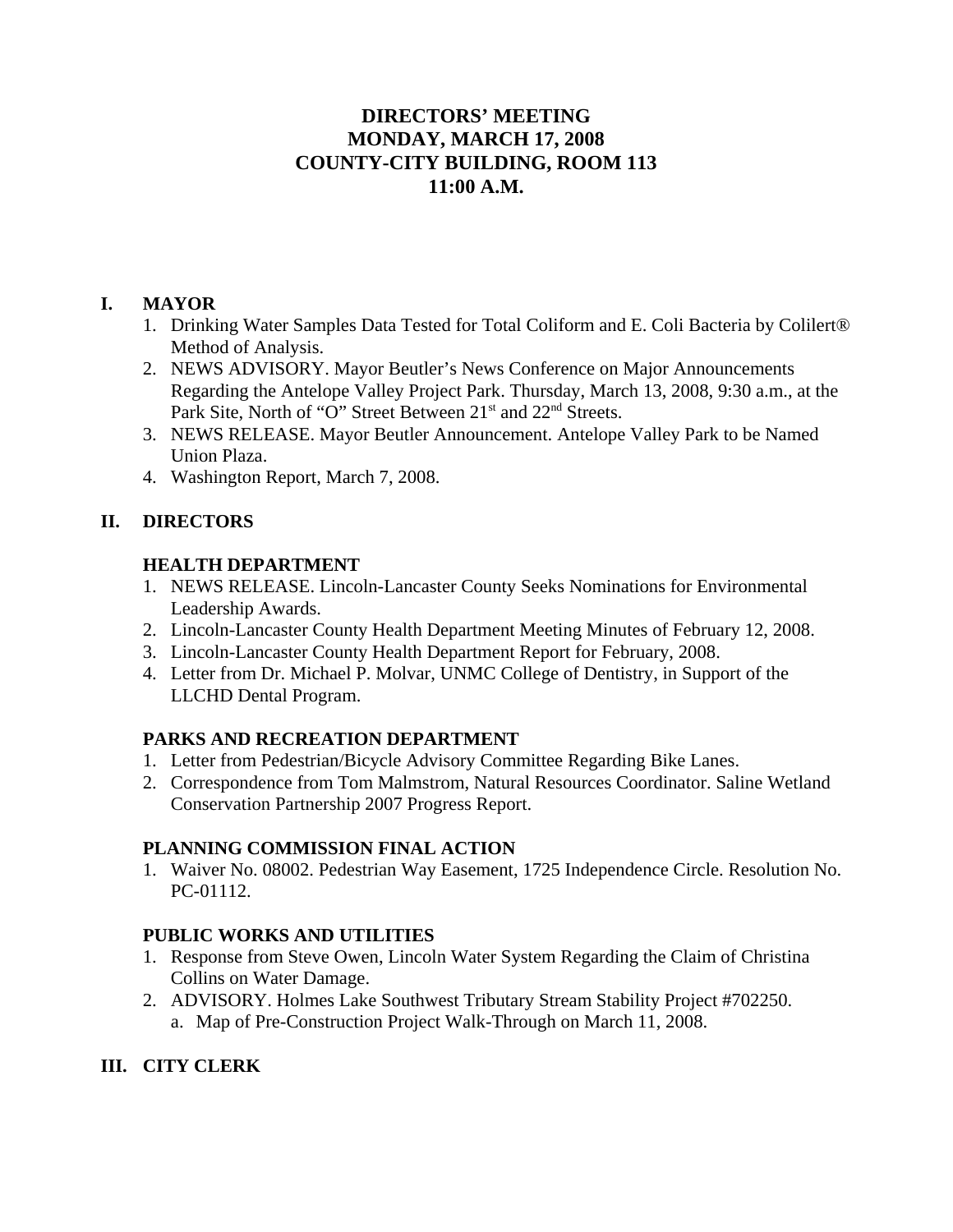# DIRECTORS' MEETING
# MONDAY, MARCH 17, 2008
# COUNTY-CITY BUILDING, ROOM 113
# 11:00 A.M.

## I. MAYOR

1. Drinking Water Samples Data Tested for Total Coliform and E. Coli Bacteria by Colilert® Method of Analysis.
2. NEWS ADVISORY. Mayor Beutler's News Conference on Major Announcements Regarding the Antelope Valley Project Park. Thursday, March 13, 2008, 9:30 a.m., at the Park Site, North of "O" Street Between 21st and 22nd Streets.
3. NEWS RELEASE. Mayor Beutler Announcement. Antelope Valley Park to be Named Union Plaza.
4. Washington Report, March 7, 2008.

## II. DIRECTORS

### HEALTH DEPARTMENT

1. NEWS RELEASE. Lincoln-Lancaster County Seeks Nominations for Environmental Leadership Awards.
2. Lincoln-Lancaster County Health Department Meeting Minutes of February 12, 2008.
3. Lincoln-Lancaster County Health Department Report for February, 2008.
4. Letter from Dr. Michael P. Molvar, UNMC College of Dentistry, in Support of the LLCHD Dental Program.

### PARKS AND RECREATION DEPARTMENT

1. Letter from Pedestrian/Bicycle Advisory Committee Regarding Bike Lanes.
2. Correspondence from Tom Malmstrom, Natural Resources Coordinator. Saline Wetland Conservation Partnership 2007 Progress Report.

### PLANNING COMMISSION FINAL ACTION

1. Waiver No. 08002. Pedestrian Way Easement, 1725 Independence Circle. Resolution No. PC-01112.

### PUBLIC WORKS AND UTILITIES

1. Response from Steve Owen, Lincoln Water System Regarding the Claim of Christina Collins on Water Damage.
2. ADVISORY. Holmes Lake Southwest Tributary Stream Stability Project #702250.
   a. Map of Pre-Construction Project Walk-Through on March 11, 2008.

## III. CITY CLERK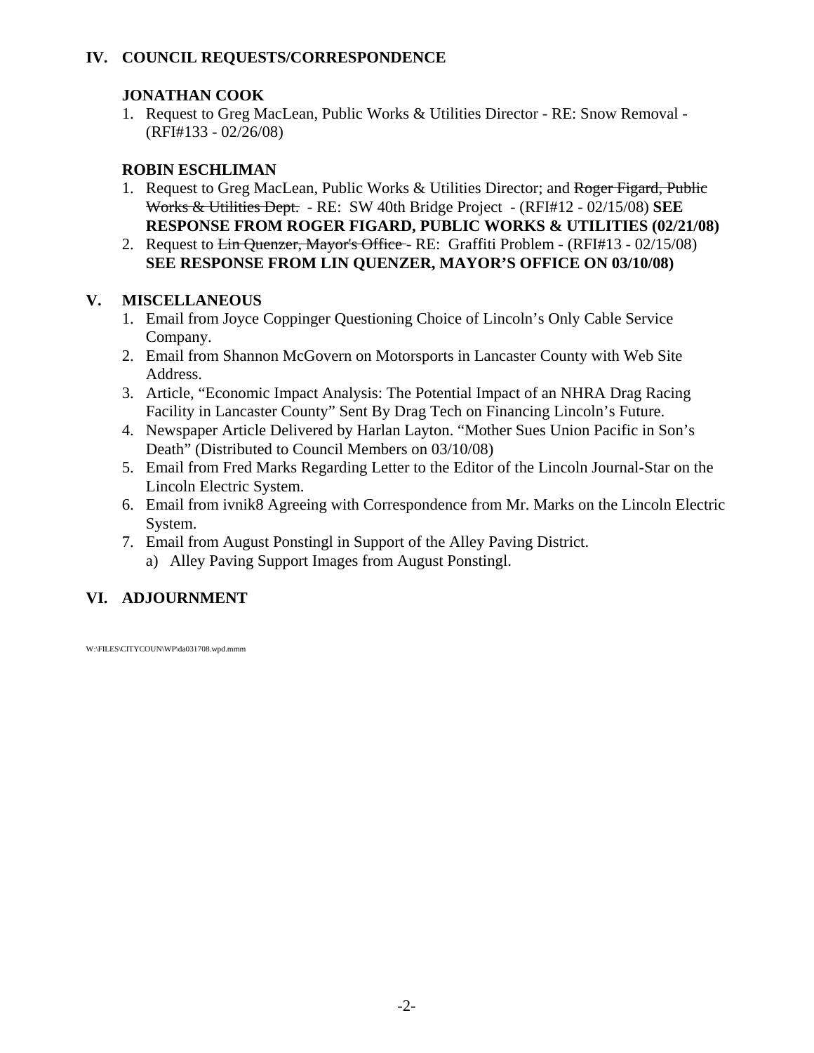## IV. COUNCIL REQUESTS/CORRESPONDENCE

**JONATHAN COOK**

1. Request to Greg MacLean, Public Works & Utilities Director - RE: Snow Removal - (RFI#133 - 02/26/08)

**ROBIN ESCHLIMAN**

1. Request to Greg MacLean, Public Works & Utilities Director; and ~~Roger Figard, Public Works & Utilities Dept.~~ - RE: SW 40th Bridge Project - (RFI#12 - 02/15/08) **SEE RESPONSE FROM ROGER FIGARD, PUBLIC WORKS & UTILITIES (02/21/08)**
2. Request to ~~Lin Quenzer, Mayor's Office~~ - RE: Graffiti Problem - (RFI#13 - 02/15/08) **SEE RESPONSE FROM LIN QUENZER, MAYOR'S OFFICE ON 03/10/08)**

## V. MISCELLANEOUS

1. Email from Joyce Coppinger Questioning Choice of Lincoln's Only Cable Service Company.
2. Email from Shannon McGovern on Motorsports in Lancaster County with Web Site Address.
3. Article, "Economic Impact Analysis: The Potential Impact of an NHRA Drag Racing Facility in Lancaster County" Sent By Drag Tech on Financing Lincoln's Future.
4. Newspaper Article Delivered by Harlan Layton. "Mother Sues Union Pacific in Son's Death" (Distributed to Council Members on 03/10/08)
5. Email from Fred Marks Regarding Letter to the Editor of the Lincoln Journal-Star on the Lincoln Electric System.
6. Email from ivnik8 Agreeing with Correspondence from Mr. Marks on the Lincoln Electric System.
7. Email from August Ponstingl in Support of the Alley Paving District.
   a) Alley Paving Support Images from August Ponstingl.

## VI. ADJOURNMENT

W:\FILES\CITYCOUN\WP\da031708.wpd.mmm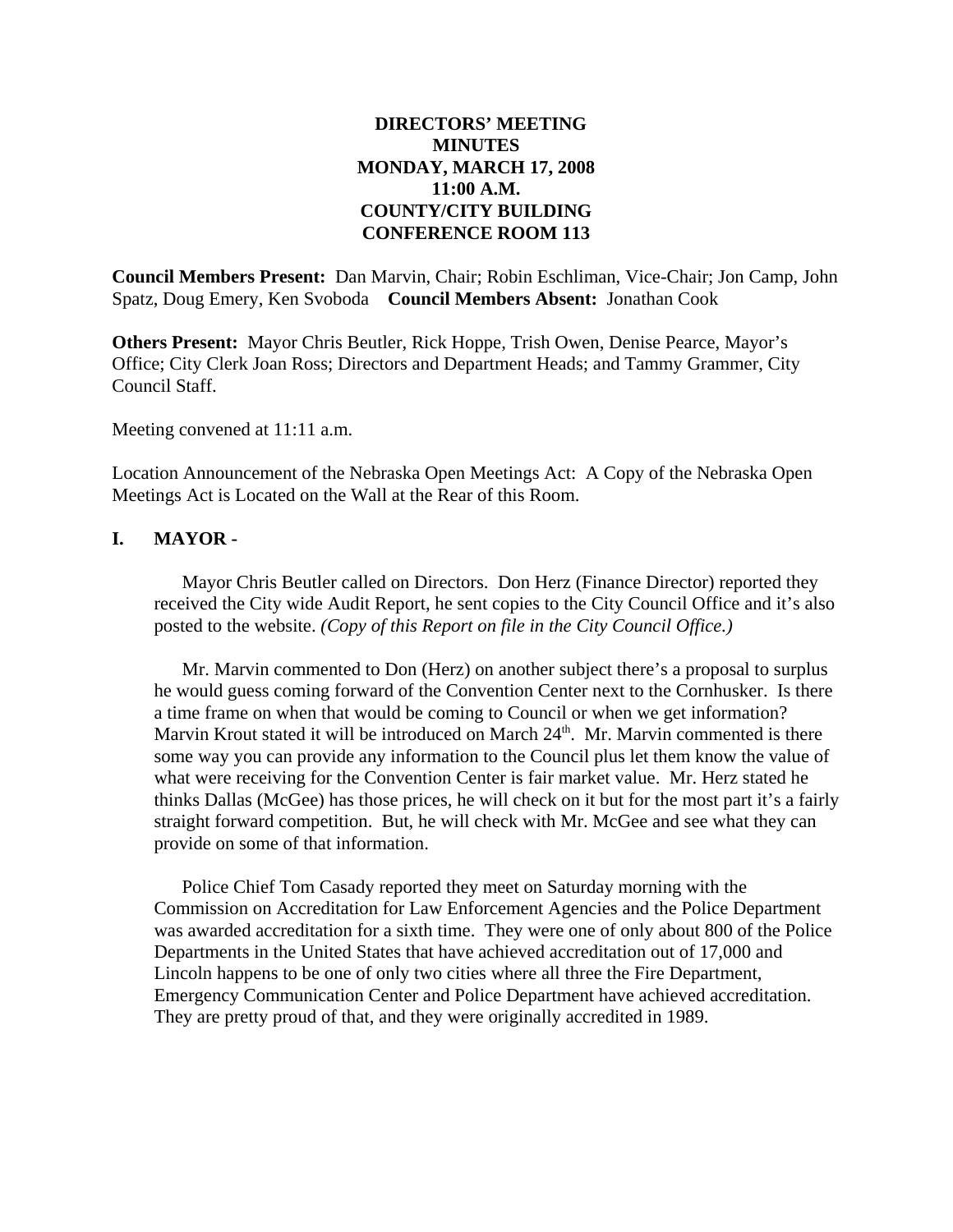**DIRECTORS' MEETING**
**MINUTES**
**MONDAY, MARCH 17, 2008**
**11:00 A.M.**
**COUNTY/CITY BUILDING**
**CONFERENCE ROOM 113**

**Council Members Present:** Dan Marvin, Chair; Robin Eschliman, Vice-Chair; Jon Camp, John Spatz, Doug Emery, Ken Svoboda **Council Members Absent:** Jonathan Cook

**Others Present:** Mayor Chris Beutler, Rick Hoppe, Trish Owen, Denise Pearce, Mayor's Office; City Clerk Joan Ross; Directors and Department Heads; and Tammy Grammer, City Council Staff.

Meeting convened at 11:11 a.m.

Location Announcement of the Nebraska Open Meetings Act: A Copy of the Nebraska Open Meetings Act is Located on the Wall at the Rear of this Room.

## I. MAYOR -

Mayor Chris Beutler called on Directors. Don Herz (Finance Director) reported they received the City wide Audit Report, he sent copies to the City Council Office and it's also posted to the website. *(Copy of this Report on file in the City Council Office.)*

Mr. Marvin commented to Don (Herz) on another subject there's a proposal to surplus he would guess coming forward of the Convention Center next to the Cornhusker. Is there a time frame on when that would be coming to Council or when we get information? Marvin Krout stated it will be introduced on March 24th. Mr. Marvin commented is there some way you can provide any information to the Council plus let them know the value of what were receiving for the Convention Center is fair market value. Mr. Herz stated he thinks Dallas (McGee) has those prices, he will check on it but for the most part it's a fairly straight forward competition. But, he will check with Mr. McGee and see what they can provide on some of that information.

Police Chief Tom Casady reported they meet on Saturday morning with the Commission on Accreditation for Law Enforcement Agencies and the Police Department was awarded accreditation for a sixth time. They were one of only about 800 of the Police Departments in the United States that have achieved accreditation out of 17,000 and Lincoln happens to be one of only two cities where all three the Fire Department, Emergency Communication Center and Police Department have achieved accreditation. They are pretty proud of that, and they were originally accredited in 1989.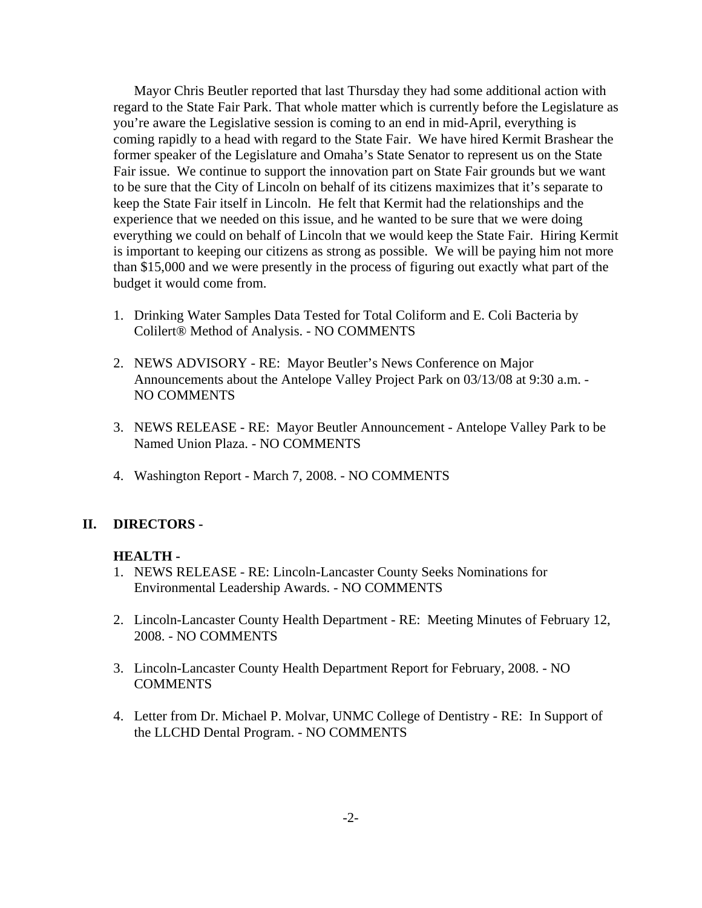Mayor Chris Beutler reported that last Thursday they had some additional action with regard to the State Fair Park. That whole matter which is currently before the Legislature as you're aware the Legislative session is coming to an end in mid-April, everything is coming rapidly to a head with regard to the State Fair. We have hired Kermit Brashear the former speaker of the Legislature and Omaha's State Senator to represent us on the State Fair issue. We continue to support the innovation part on State Fair grounds but we want to be sure that the City of Lincoln on behalf of its citizens maximizes that it's separate to keep the State Fair itself in Lincoln. He felt that Kermit had the relationships and the experience that we needed on this issue, and he wanted to be sure that we were doing everything we could on behalf of Lincoln that we would keep the State Fair. Hiring Kermit is important to keeping our citizens as strong as possible. We will be paying him not more than $15,000 and we were presently in the process of figuring out exactly what part of the budget it would come from.

1. Drinking Water Samples Data Tested for Total Coliform and E. Coli Bacteria by Colilert® Method of Analysis. - NO COMMENTS

2. NEWS ADVISORY - RE: Mayor Beutler's News Conference on Major Announcements about the Antelope Valley Project Park on 03/13/08 at 9:30 a.m. - NO COMMENTS

3. NEWS RELEASE - RE: Mayor Beutler Announcement - Antelope Valley Park to be Named Union Plaza. - NO COMMENTS

4. Washington Report - March 7, 2008. - NO COMMENTS

## II. DIRECTORS -

### HEALTH -

1. NEWS RELEASE - RE: Lincoln-Lancaster County Seeks Nominations for Environmental Leadership Awards. - NO COMMENTS

2. Lincoln-Lancaster County Health Department - RE: Meeting Minutes of February 12, 2008. - NO COMMENTS

3. Lincoln-Lancaster County Health Department Report for February, 2008. - NO COMMENTS

4. Letter from Dr. Michael P. Molvar, UNMC College of Dentistry - RE: In Support of the LLCHD Dental Program. - NO COMMENTS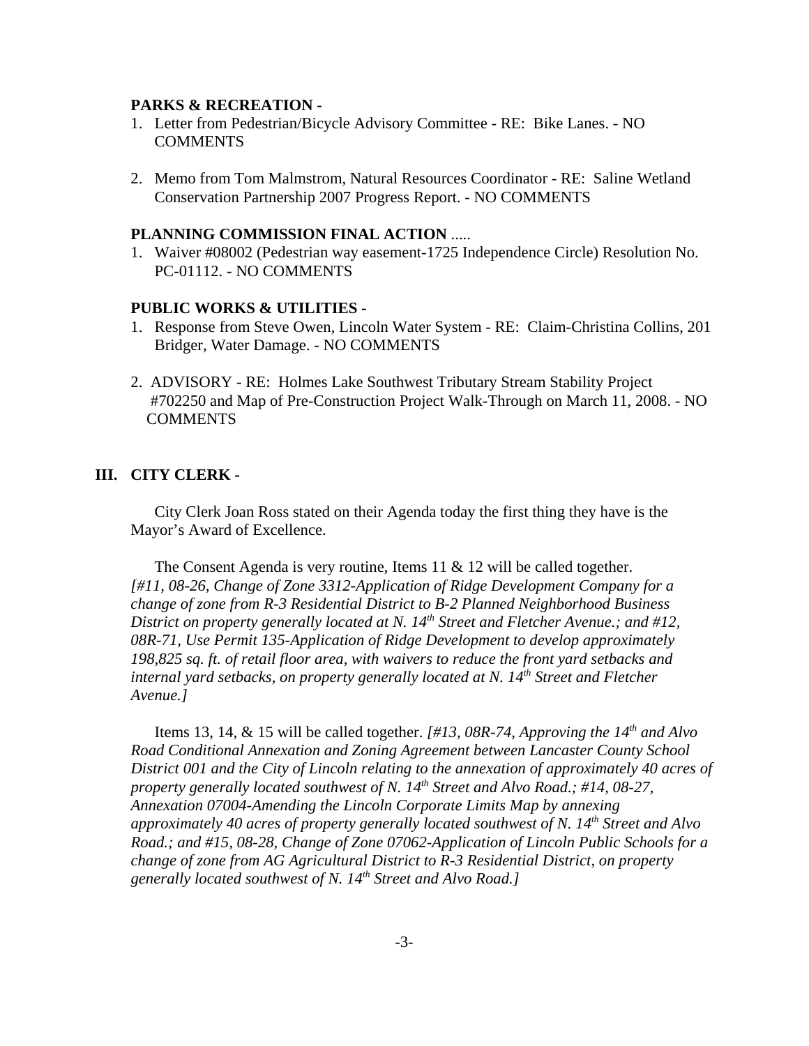**PARKS & RECREATION -**

1. Letter from Pedestrian/Bicycle Advisory Committee - RE: Bike Lanes. - NO COMMENTS

2. Memo from Tom Malmstrom, Natural Resources Coordinator - RE: Saline Wetland Conservation Partnership 2007 Progress Report. - NO COMMENTS

**PLANNING COMMISSION FINAL ACTION** .....

1. Waiver #08002 (Pedestrian way easement-1725 Independence Circle) Resolution No. PC-01112. - NO COMMENTS

**PUBLIC WORKS & UTILITIES -**

1. Response from Steve Owen, Lincoln Water System - RE: Claim-Christina Collins, 201 Bridger, Water Damage. - NO COMMENTS

2. ADVISORY - RE: Holmes Lake Southwest Tributary Stream Stability Project #702250 and Map of Pre-Construction Project Walk-Through on March 11, 2008. - NO COMMENTS

## III. CITY CLERK -

City Clerk Joan Ross stated on their Agenda today the first thing they have is the Mayor's Award of Excellence.

The Consent Agenda is very routine, Items 11 & 12 will be called together. *[#11, 08-26, Change of Zone 3312-Application of Ridge Development Company for a change of zone from R-3 Residential District to B-2 Planned Neighborhood Business District on property generally located at N. 14th Street and Fletcher Avenue.; and #12, 08R-71, Use Permit 135-Application of Ridge Development to develop approximately 198,825 sq. ft. of retail floor area, with waivers to reduce the front yard setbacks and internal yard setbacks, on property generally located at N. 14th Street and Fletcher Avenue.]*

Items 13, 14, & 15 will be called together. *[#13, 08R-74, Approving the 14th and Alvo Road Conditional Annexation and Zoning Agreement between Lancaster County School District 001 and the City of Lincoln relating to the annexation of approximately 40 acres of property generally located southwest of N. 14th Street and Alvo Road.; #14, 08-27, Annexation 07004-Amending the Lincoln Corporate Limits Map by annexing approximately 40 acres of property generally located southwest of N. 14th Street and Alvo Road.; and #15, 08-28, Change of Zone 07062-Application of Lincoln Public Schools for a change of zone from AG Agricultural District to R-3 Residential District, on property generally located southwest of N. 14th Street and Alvo Road.]*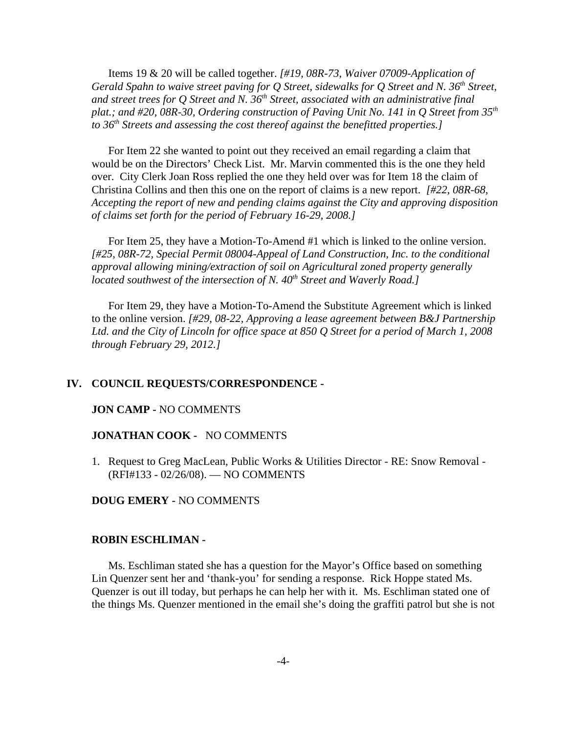Items 19 & 20 will be called together. *[#19, 08R-73, Waiver 07009-Application of Gerald Spahn to waive street paving for Q Street, sidewalks for Q Street and N. 36th Street, and street trees for Q Street and N. 36th Street, associated with an administrative final plat.; and #20, 08R-30, Ordering construction of Paving Unit No. 141 in Q Street from 35th to 36th Streets and assessing the cost thereof against the benefitted properties.]*

For Item 22 she wanted to point out they received an email regarding a claim that would be on the Directors' Check List. Mr. Marvin commented this is the one they held over. City Clerk Joan Ross replied the one they held over was for Item 18 the claim of Christina Collins and then this one on the report of claims is a new report. *[#22, 08R-68, Accepting the report of new and pending claims against the City and approving disposition of claims set forth for the period of February 16-29, 2008.]*

For Item 25, they have a Motion-To-Amend #1 which is linked to the online version. *[#25, 08R-72, Special Permit 08004-Appeal of Land Construction, Inc. to the conditional approval allowing mining/extraction of soil on Agricultural zoned property generally located southwest of the intersection of N. 40th Street and Waverly Road.]*

For Item 29, they have a Motion-To-Amend the Substitute Agreement which is linked to the online version. *[#29, 08-22, Approving a lease agreement between B&J Partnership Ltd. and the City of Lincoln for office space at 850 Q Street for a period of March 1, 2008 through February 29, 2012.]*

## IV. COUNCIL REQUESTS/CORRESPONDENCE -

**JON CAMP -** NO COMMENTS

**JONATHAN COOK -** NO COMMENTS

1. Request to Greg MacLean, Public Works & Utilities Director - RE: Snow Removal - (RFI#133 - 02/26/08). — NO COMMENTS

**DOUG EMERY -** NO COMMENTS

**ROBIN ESCHLIMAN -**

Ms. Eschliman stated she has a question for the Mayor's Office based on something Lin Quenzer sent her and 'thank-you' for sending a response. Rick Hoppe stated Ms. Quenzer is out ill today, but perhaps he can help her with it. Ms. Eschliman stated one of the things Ms. Quenzer mentioned in the email she's doing the graffiti patrol but she is not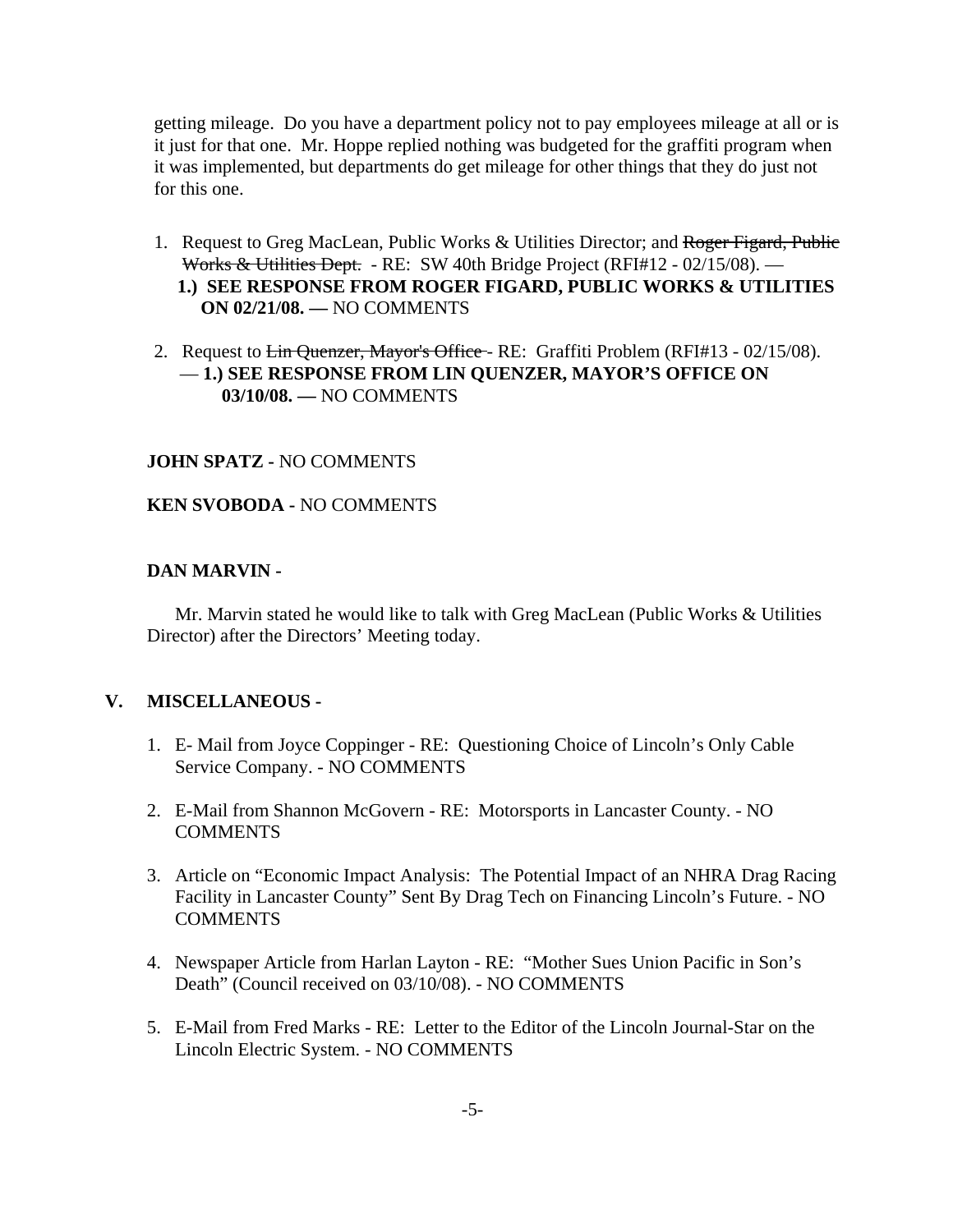getting mileage. Do you have a department policy not to pay employees mileage at all or is it just for that one. Mr. Hoppe replied nothing was budgeted for the graffiti program when it was implemented, but departments do get mileage for other things that they do just not for this one.

1. Request to Greg MacLean, Public Works & Utilities Director; and ~~Roger Figard, Public Works & Utilities Dept.~~ - RE: SW 40th Bridge Project (RFI#12 - 02/15/08). — **1.) SEE RESPONSE FROM ROGER FIGARD, PUBLIC WORKS & UTILITIES ON 02/21/08. —** NO COMMENTS

2. Request to ~~Lin Quenzer, Mayor's Office~~ - RE: Graffiti Problem (RFI#13 - 02/15/08). — **1.) SEE RESPONSE FROM LIN QUENZER, MAYOR'S OFFICE ON 03/10/08. —** NO COMMENTS

**JOHN SPATZ -** NO COMMENTS

**KEN SVOBODA -** NO COMMENTS

**DAN MARVIN -**

Mr. Marvin stated he would like to talk with Greg MacLean (Public Works & Utilities Director) after the Directors' Meeting today.

## V. MISCELLANEOUS -

1. E- Mail from Joyce Coppinger - RE: Questioning Choice of Lincoln's Only Cable Service Company. - NO COMMENTS

2. E-Mail from Shannon McGovern - RE: Motorsports in Lancaster County. - NO COMMENTS

3. Article on "Economic Impact Analysis: The Potential Impact of an NHRA Drag Racing Facility in Lancaster County" Sent By Drag Tech on Financing Lincoln's Future. - NO COMMENTS

4. Newspaper Article from Harlan Layton - RE: "Mother Sues Union Pacific in Son's Death" (Council received on 03/10/08). - NO COMMENTS

5. E-Mail from Fred Marks - RE: Letter to the Editor of the Lincoln Journal-Star on the Lincoln Electric System. - NO COMMENTS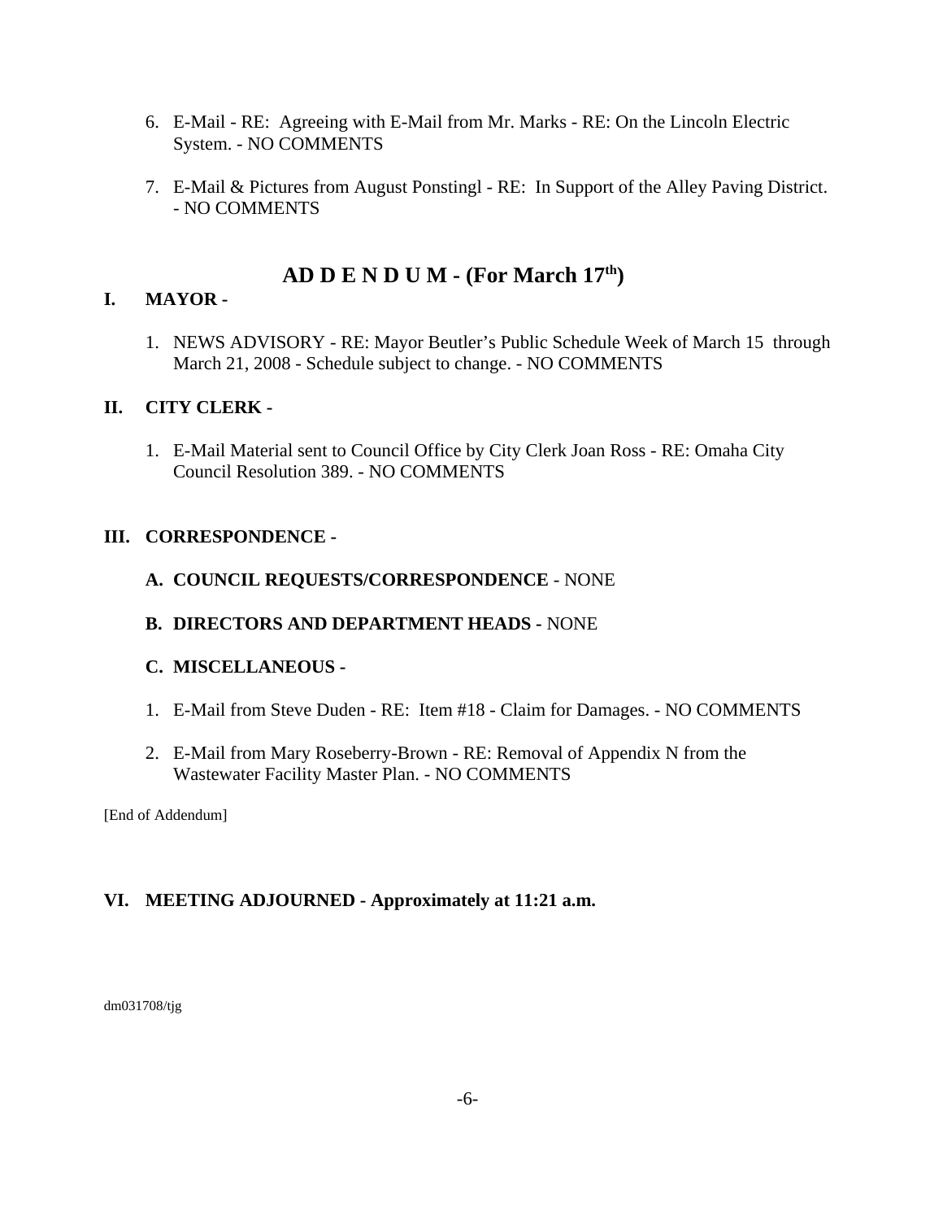6. E-Mail - RE: Agreeing with E-Mail from Mr. Marks - RE: On the Lincoln Electric System. - NO COMMENTS

7. E-Mail & Pictures from August Ponstingl - RE: In Support of the Alley Paving District. - NO COMMENTS

## AD D E N D U M - (For March 17th)

### I. MAYOR -

1. NEWS ADVISORY - RE: Mayor Beutler's Public Schedule Week of March 15 through March 21, 2008 - Schedule subject to change. - NO COMMENTS

### II. CITY CLERK -

1. E-Mail Material sent to Council Office by City Clerk Joan Ross - RE: Omaha City Council Resolution 389. - NO COMMENTS

### III. CORRESPONDENCE -

**A. COUNCIL REQUESTS/CORRESPONDENCE** - NONE

**B. DIRECTORS AND DEPARTMENT HEADS** - NONE

**C. MISCELLANEOUS -**

1. E-Mail from Steve Duden - RE: Item #18 - Claim for Damages. - NO COMMENTS

2. E-Mail from Mary Roseberry-Brown - RE: Removal of Appendix N from the Wastewater Facility Master Plan. - NO COMMENTS

[End of Addendum]

### VI. MEETING ADJOURNED - Approximately at 11:21 a.m.

dm031708/tjg